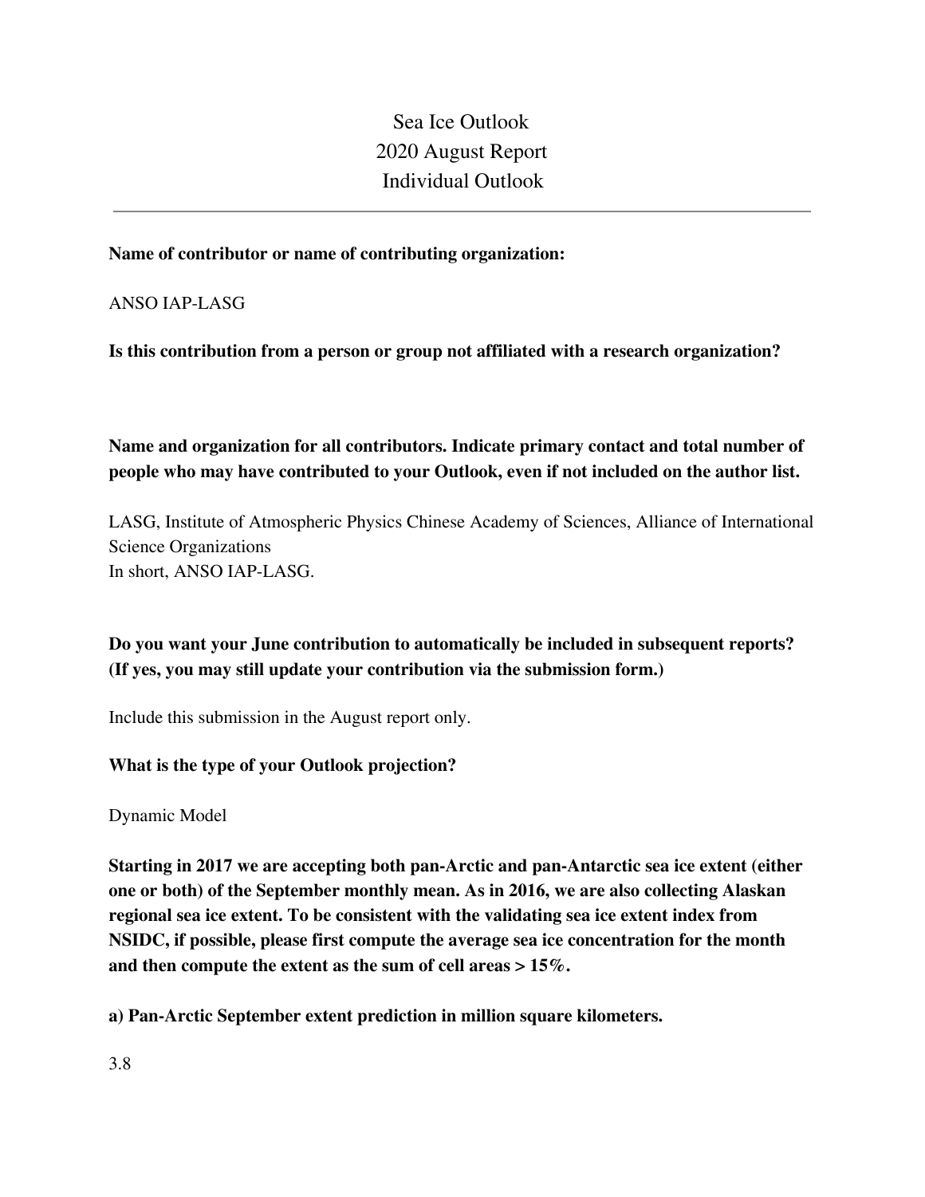# Sea Ice Outlook
# 2020 August Report
# Individual Outlook

---

**Name of contributor or name of contributing organization:**

ANSO IAP-LASG

**Is this contribution from a person or group not affiliated with a research organization?**

**Name and organization for all contributors. Indicate primary contact and total number of people who may have contributed to your Outlook, even if not included on the author list.**

LASG, Institute of Atmospheric Physics Chinese Academy of Sciences, Alliance of International Science Organizations
In short, ANSO IAP-LASG.

**Do you want your June contribution to automatically be included in subsequent reports? (If yes, you may still update your contribution via the submission form.)**

Include this submission in the August report only.

**What is the type of your Outlook projection?**

Dynamic Model

**Starting in 2017 we are accepting both pan-Arctic and pan-Antarctic sea ice extent (either one or both) of the September monthly mean. As in 2016, we are also collecting Alaskan regional sea ice extent. To be consistent with the validating sea ice extent index from NSIDC, if possible, please first compute the average sea ice concentration for the month and then compute the extent as the sum of cell areas > 15%.**

**a) Pan-Arctic September extent prediction in million square kilometers.**

3.8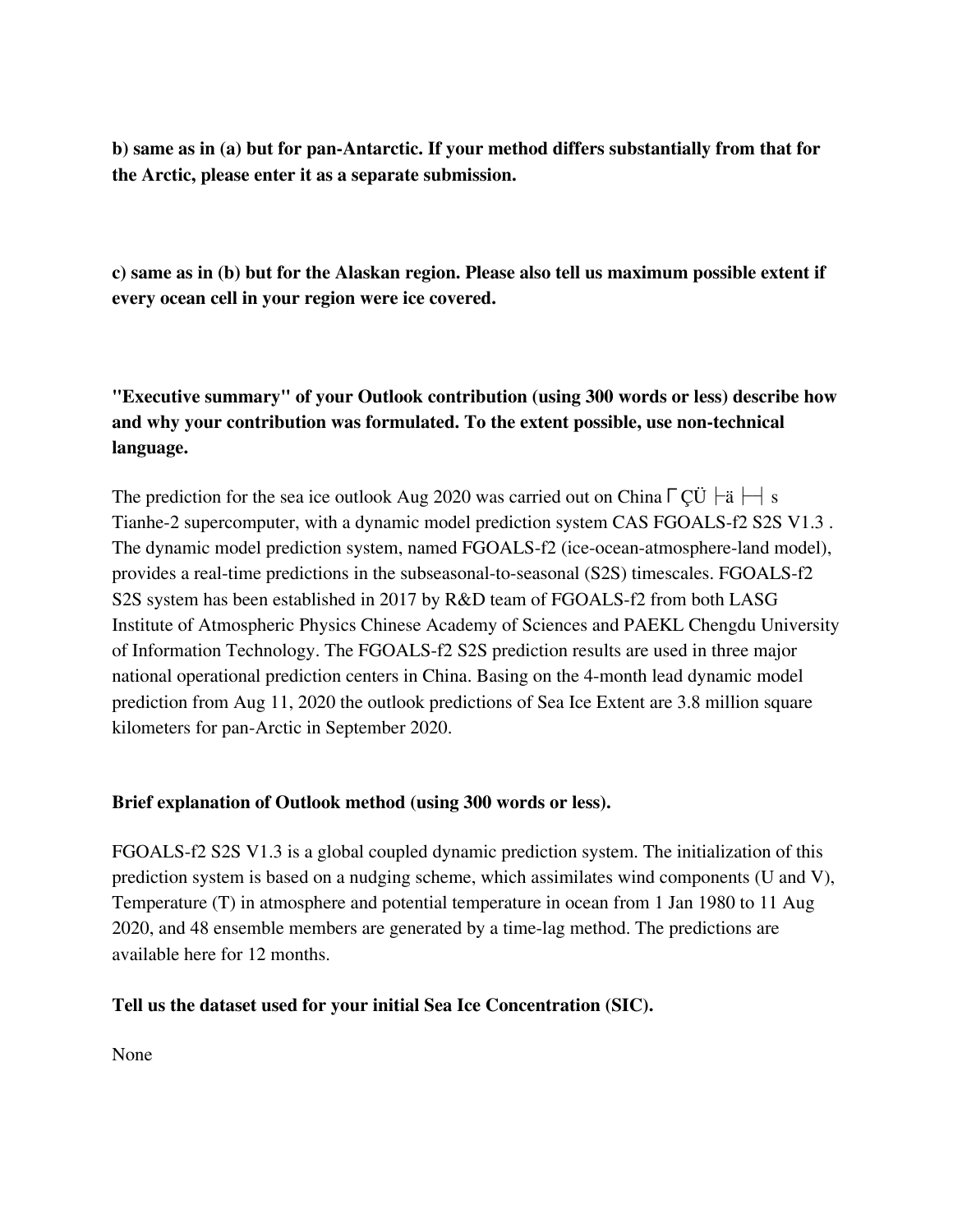**b) same as in (a) but for pan-Antarctic. If your method differs substantially from that for the Arctic, please enter it as a separate submission.**

**c) same as in (b) but for the Alaskan region. Please also tell us maximum possible extent if every ocean cell in your region were ice covered.**

**"Executive summary" of your Outlook contribution (using 300 words or less) describe how and why your contribution was formulated. To the extent possible, use non-technical language.**

The prediction for the sea ice outlook Aug 2020 was carried out on China Γ ÇÜ ├ä ├┤ s Tianhe-2 supercomputer, with a dynamic model prediction system CAS FGOALS-f2 S2S V1.3 . The dynamic model prediction system, named FGOALS-f2 (ice-ocean-atmosphere-land model), provides a real-time predictions in the subseasonal-to-seasonal (S2S) timescales. FGOALS-f2 S2S system has been established in 2017 by R&D team of FGOALS-f2 from both LASG Institute of Atmospheric Physics Chinese Academy of Sciences and PAEKL Chengdu University of Information Technology. The FGOALS-f2 S2S prediction results are used in three major national operational prediction centers in China. Basing on the 4-month lead dynamic model prediction from Aug 11, 2020 the outlook predictions of Sea Ice Extent are 3.8 million square kilometers for pan-Arctic in September 2020.

**Brief explanation of Outlook method (using 300 words or less).**

FGOALS-f2 S2S V1.3 is a global coupled dynamic prediction system. The initialization of this prediction system is based on a nudging scheme, which assimilates wind components (U and V), Temperature (T) in atmosphere and potential temperature in ocean from 1 Jan 1980 to 11 Aug 2020, and 48 ensemble members are generated by a time-lag method. The predictions are available here for 12 months.

**Tell us the dataset used for your initial Sea Ice Concentration (SIC).**

None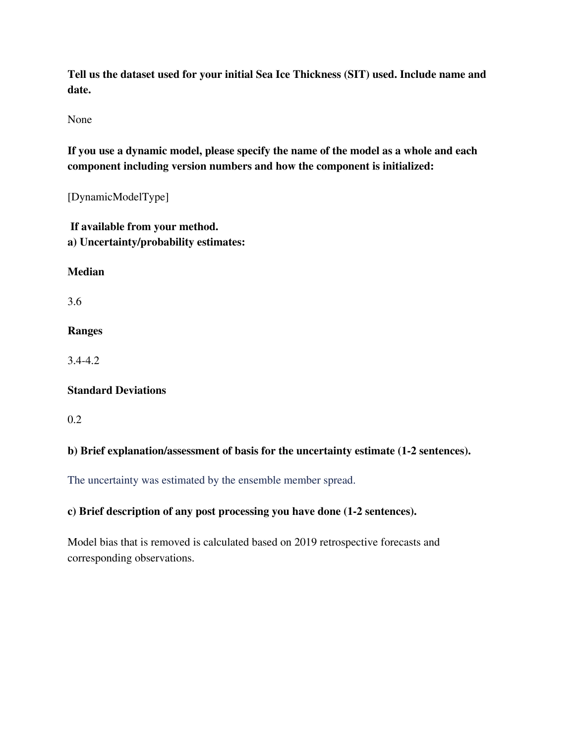**Tell us the dataset used for your initial Sea Ice Thickness (SIT) used. Include name and date.**

None

**If you use a dynamic model, please specify the name of the model as a whole and each component including version numbers and how the component is initialized:**

[DynamicModelType]

**If available from your method.**
**a) Uncertainty/probability estimates:**

**Median**

3.6

**Ranges**

3.4-4.2

**Standard Deviations**

0.2

**b) Brief explanation/assessment of basis for the uncertainty estimate (1-2 sentences).**

The uncertainty was estimated by the ensemble member spread.

**c) Brief description of any post processing you have done (1-2 sentences).**

Model bias that is removed is calculated based on 2019 retrospective forecasts and corresponding observations.